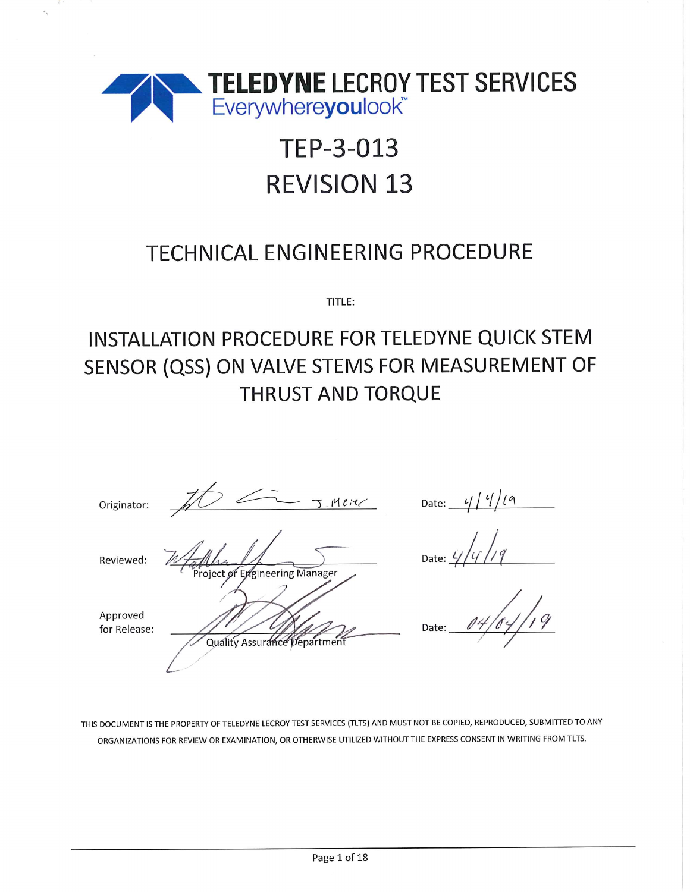**TELEDYNE** LECROY TEST SERVICES
Everywhere**you**look™

# TEP-3-013
# REVISION 13

## TECHNICAL ENGINEERING PROCEDURE

TITLE:

## INSTALLATION PROCEDURE FOR TELEDYNE QUICK STEM SENSOR (QSS) ON VALVE STEMS FOR MEASUREMENT OF THRUST AND TORQUE

| | | |
|---|---|---|
| Originator: | J. Meier | Date: 4/4/19 |
| Reviewed: | Project or Engineering Manager | Date: 4/4/19 |
| Approved for Release: | Quality Assurance Department | Date: 04/04/19 |

THIS DOCUMENT IS THE PROPERTY OF TELEDYNE LECROY TEST SERVICES (TLTS) AND MUST NOT BE COPIED, REPRODUCED, SUBMITTED TO ANY ORGANIZATIONS FOR REVIEW OR EXAMINATION, OR OTHERWISE UTILIZED WITHOUT THE EXPRESS CONSENT IN WRITING FROM TLTS.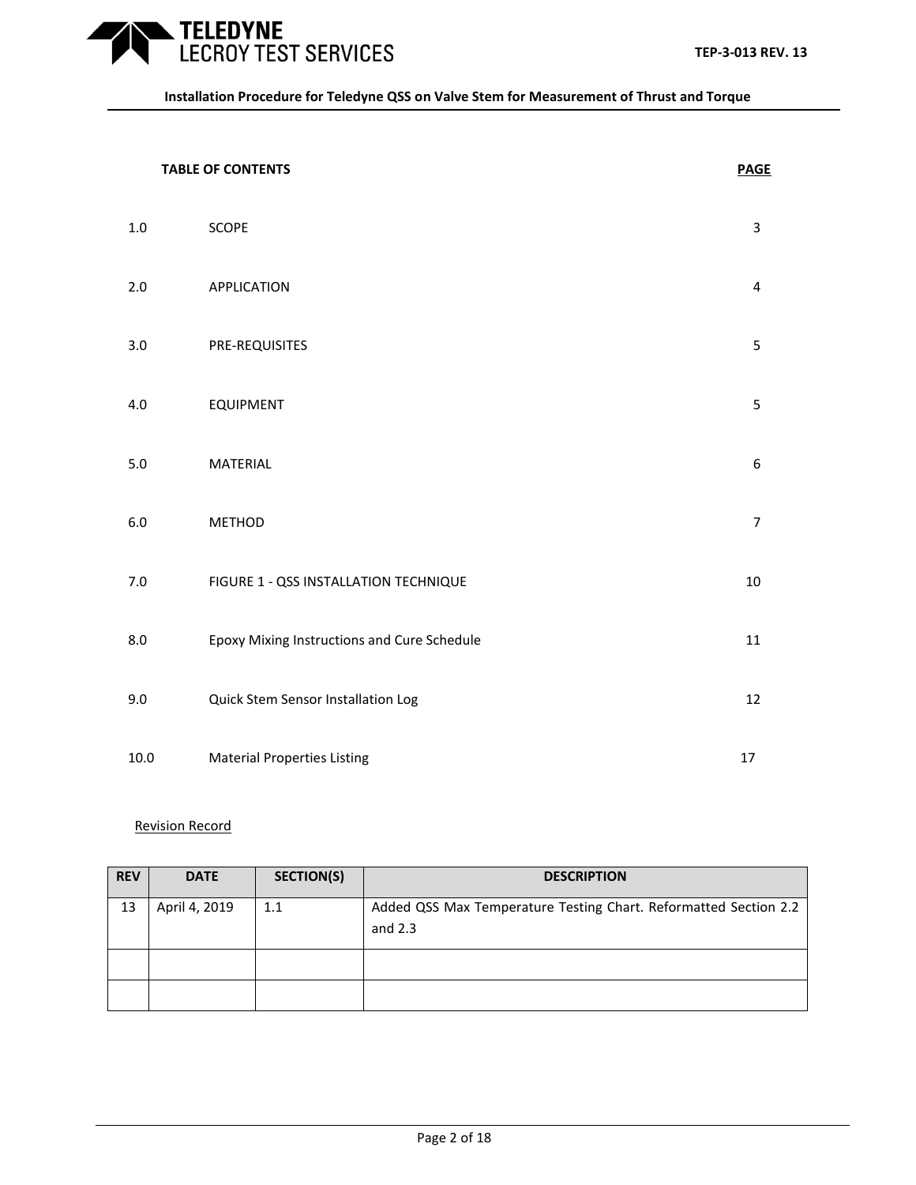**TABLE OF CONTENTS**

| | | PAGE |
|---|---|---|
| 1.0 | SCOPE | 3 |
| 2.0 | APPLICATION | 4 |
| 3.0 | PRE-REQUISITES | 5 |
| 4.0 | EQUIPMENT | 5 |
| 5.0 | MATERIAL | 6 |
| 6.0 | METHOD | 7 |
| 7.0 | FIGURE 1 - QSS INSTALLATION TECHNIQUE | 10 |
| 8.0 | Epoxy Mixing Instructions and Cure Schedule | 11 |
| 9.0 | Quick Stem Sensor Installation Log | 12 |
| 10.0 | Material Properties Listing | 17 |

Revision Record

| REV | DATE | SECTION(S) | DESCRIPTION |
|---|---|---|---|
| 13 | April 4, 2019 | 1.1 | Added QSS Max Temperature Testing Chart. Reformatted Section 2.2 and 2.3 |
| | | | |
| | | | |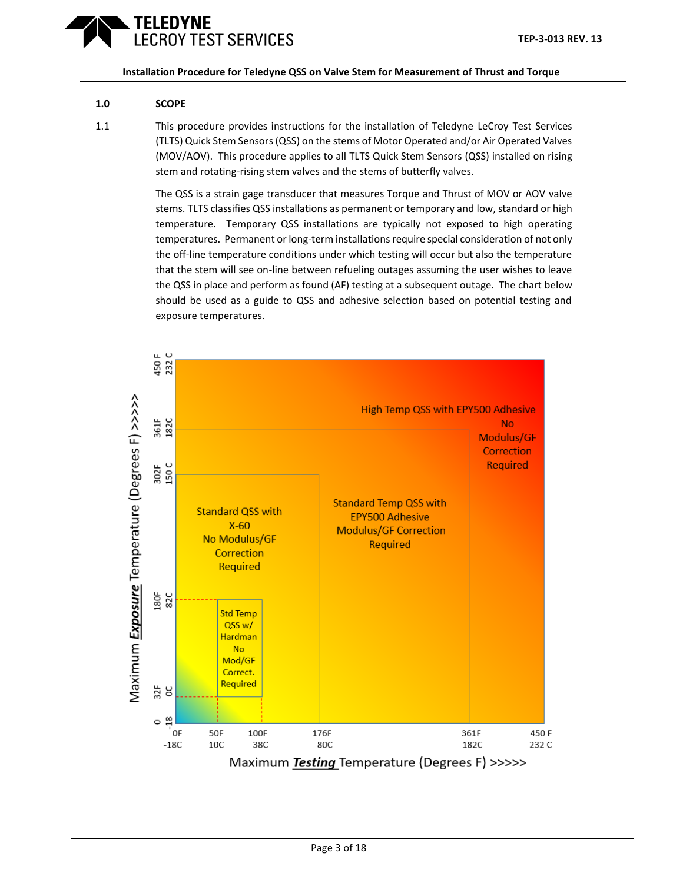## 1.0 SCOPE

1.1 This procedure provides instructions for the installation of Teledyne LeCroy Test Services (TLTS) Quick Stem Sensors (QSS) on the stems of Motor Operated and/or Air Operated Valves (MOV/AOV). This procedure applies to all TLTS Quick Stem Sensors (QSS) installed on rising stem and rotating-rising stem valves and the stems of butterfly valves.

The QSS is a strain gage transducer that measures Torque and Thrust of MOV or AOV valve stems. TLTS classifies QSS installations as permanent or temporary and low, standard or high temperature. Temporary QSS installations are typically not exposed to high operating temperatures. Permanent or long-term installations require special consideration of not only the off-line temperature conditions under which testing will occur but also the temperature that the stem will see on-line between refueling outages assuming the user wishes to leave the QSS in place and perform as found (AF) testing at a subsequent outage. The chart below should be used as a guide to QSS and adhesive selection based on potential testing and exposure temperatures.

Maximum ***Exposure*** Temperature (Degrees F) >>>>>

Y-axis: 0 / -18; 32F / 0C; 180F / 82C; 302F / 150 C; 361F / 182C; 450 F / 232 C

- Std Temp QSS w/ Hardman No Mod/GF Correct. Required
- Standard QSS with X-60 No Modulus/GF Correction Required
- Standard Temp QSS with EPY500 Adhesive Modulus/GF Correction Required
- High Temp QSS with EPY500 Adhesive No Modulus/GF Correction Required

X-axis: 0F / -18C; 50F / 10C; 100F / 38C; 176F / 80C; 361F / 182C; 450 F / 232 C

Maximum ***Testing*** Temperature (Degrees F) >>>>>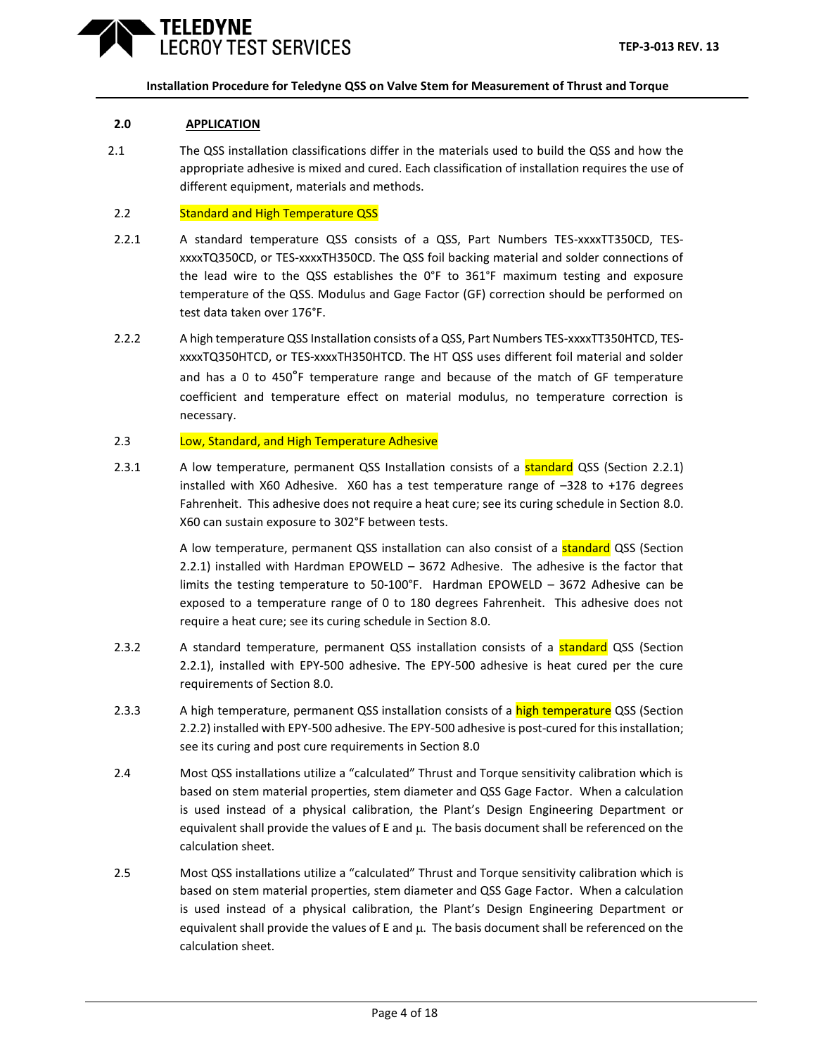## 2.0 APPLICATION

2.1 The QSS installation classifications differ in the materials used to build the QSS and how the appropriate adhesive is mixed and cured. Each classification of installation requires the use of different equipment, materials and methods.

2.2 Standard and High Temperature QSS

2.2.1 A standard temperature QSS consists of a QSS, Part Numbers TES-xxxxTT350CD, TES-xxxxTQ350CD, or TES-xxxxTH350CD. The QSS foil backing material and solder connections of the lead wire to the QSS establishes the 0°F to 361°F maximum testing and exposure temperature of the QSS. Modulus and Gage Factor (GF) correction should be performed on test data taken over 176°F.

2.2.2 A high temperature QSS Installation consists of a QSS, Part Numbers TES-xxxxTT350HTCD, TES-xxxxTQ350HTCD, or TES-xxxxTH350HTCD. The HT QSS uses different foil material and solder and has a 0 to 450°F temperature range and because of the match of GF temperature coefficient and temperature effect on material modulus, no temperature correction is necessary.

2.3 Low, Standard, and High Temperature Adhesive

2.3.1 A low temperature, permanent QSS Installation consists of a standard QSS (Section 2.2.1) installed with X60 Adhesive. X60 has a test temperature range of –328 to +176 degrees Fahrenheit. This adhesive does not require a heat cure; see its curing schedule in Section 8.0. X60 can sustain exposure to 302°F between tests.

A low temperature, permanent QSS installation can also consist of a standard QSS (Section 2.2.1) installed with Hardman EPOWELD – 3672 Adhesive. The adhesive is the factor that limits the testing temperature to 50-100°F. Hardman EPOWELD – 3672 Adhesive can be exposed to a temperature range of 0 to 180 degrees Fahrenheit. This adhesive does not require a heat cure; see its curing schedule in Section 8.0.

2.3.2 A standard temperature, permanent QSS installation consists of a standard QSS (Section 2.2.1), installed with EPY-500 adhesive. The EPY-500 adhesive is heat cured per the cure requirements of Section 8.0.

2.3.3 A high temperature, permanent QSS installation consists of a high temperature QSS (Section 2.2.2) installed with EPY-500 adhesive. The EPY-500 adhesive is post-cured for this installation; see its curing and post cure requirements in Section 8.0

2.4 Most QSS installations utilize a "calculated" Thrust and Torque sensitivity calibration which is based on stem material properties, stem diameter and QSS Gage Factor. When a calculation is used instead of a physical calibration, the Plant's Design Engineering Department or equivalent shall provide the values of E and $\mu$. The basis document shall be referenced on the calculation sheet.

2.5 Most QSS installations utilize a "calculated" Thrust and Torque sensitivity calibration which is based on stem material properties, stem diameter and QSS Gage Factor. When a calculation is used instead of a physical calibration, the Plant's Design Engineering Department or equivalent shall provide the values of E and $\mu$. The basis document shall be referenced on the calculation sheet.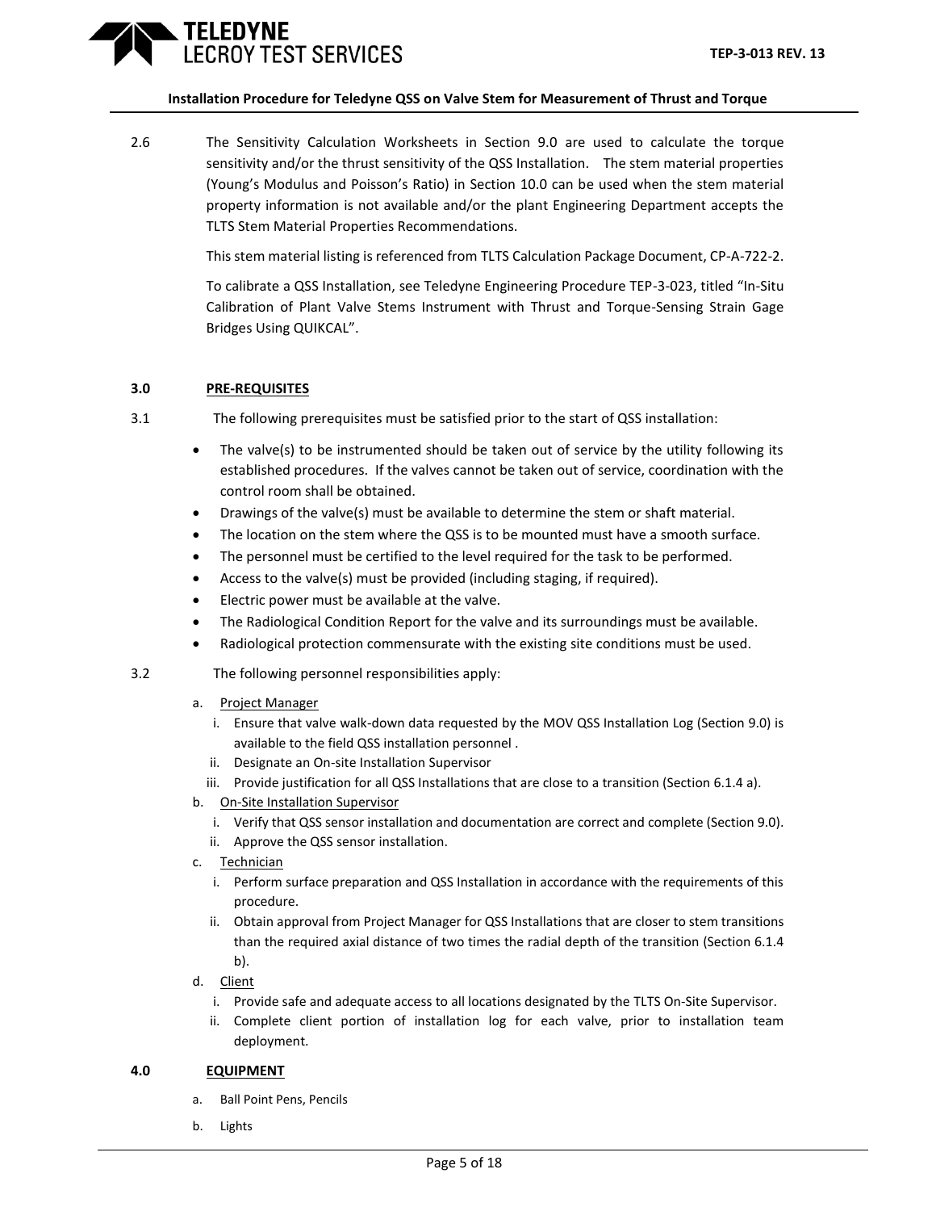2.6 The Sensitivity Calculation Worksheets in Section 9.0 are used to calculate the torque sensitivity and/or the thrust sensitivity of the QSS Installation. The stem material properties (Young's Modulus and Poisson's Ratio) in Section 10.0 can be used when the stem material property information is not available and/or the plant Engineering Department accepts the TLTS Stem Material Properties Recommendations.

This stem material listing is referenced from TLTS Calculation Package Document, CP-A-722-2.

To calibrate a QSS Installation, see Teledyne Engineering Procedure TEP-3-023, titled "In-Situ Calibration of Plant Valve Stems Instrument with Thrust and Torque-Sensing Strain Gage Bridges Using QUIKCAL".

## 3.0 PRE-REQUISITES

3.1 The following prerequisites must be satisfied prior to the start of QSS installation:

- The valve(s) to be instrumented should be taken out of service by the utility following its established procedures. If the valves cannot be taken out of service, coordination with the control room shall be obtained.
- Drawings of the valve(s) must be available to determine the stem or shaft material.
- The location on the stem where the QSS is to be mounted must have a smooth surface.
- The personnel must be certified to the level required for the task to be performed.
- Access to the valve(s) must be provided (including staging, if required).
- Electric power must be available at the valve.
- The Radiological Condition Report for the valve and its surroundings must be available.
- Radiological protection commensurate with the existing site conditions must be used.

3.2 The following personnel responsibilities apply:

a. Project Manager
   i. Ensure that valve walk-down data requested by the MOV QSS Installation Log (Section 9.0) is available to the field QSS installation personnel .
   ii. Designate an On-site Installation Supervisor
   iii. Provide justification for all QSS Installations that are close to a transition (Section 6.1.4 a).

b. On-Site Installation Supervisor
   i. Verify that QSS sensor installation and documentation are correct and complete (Section 9.0).
   ii. Approve the QSS sensor installation.

c. Technician
   i. Perform surface preparation and QSS Installation in accordance with the requirements of this procedure.
   ii. Obtain approval from Project Manager for QSS Installations that are closer to stem transitions than the required axial distance of two times the radial depth of the transition (Section 6.1.4 b).

d. Client
   i. Provide safe and adequate access to all locations designated by the TLTS On-Site Supervisor.
   ii. Complete client portion of installation log for each valve, prior to installation team deployment.

## 4.0 EQUIPMENT

a. Ball Point Pens, Pencils

b. Lights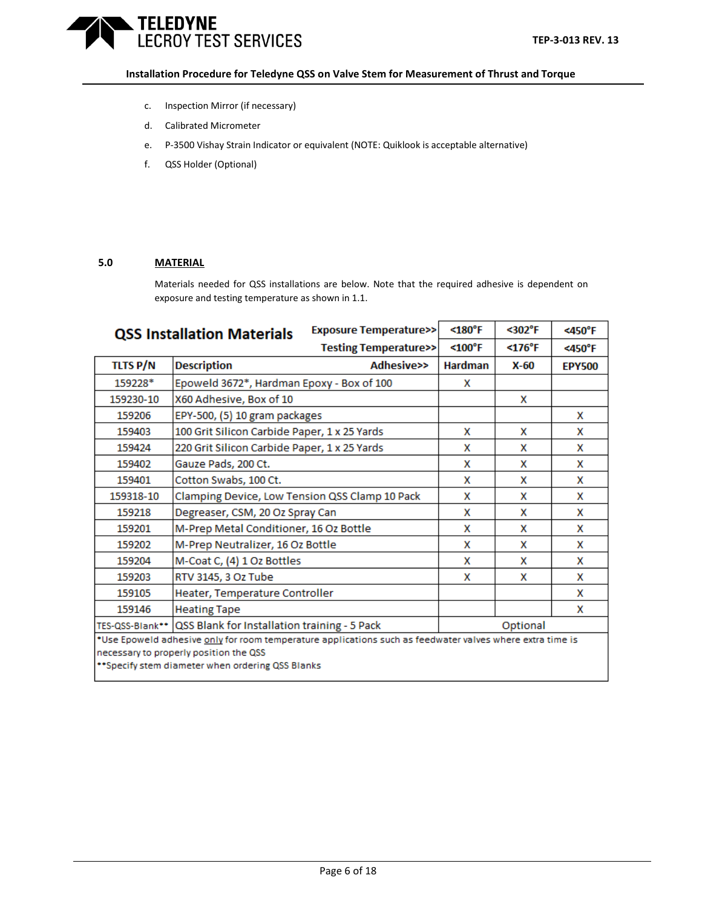c. Inspection Mirror (if necessary)

d. Calibrated Micrometer

e. P-3500 Vishay Strain Indicator or equivalent (NOTE: Quiklook is acceptable alternative)

f. QSS Holder (Optional)

## 5.0 MATERIAL

Materials needed for QSS installations are below. Note that the required adhesive is dependent on exposure and testing temperature as shown in 1.1.

| **QSS Installation Materials** | **Exposure Temperature>>** | **<180°F** | **<302°F** | **<450°F** |
|---|---|---|---|---|
| | **Testing Temperature>>** | **<100°F** | **<176°F** | **<450°F** |
| **TLTS P/N** | **Description** **Adhesive>>** | **Hardman** | **X-60** | **EPY500** |
| 159228* | Epoweld 3672*, Hardman Epoxy - Box of 100 | X | | |
| 159230-10 | X60 Adhesive, Box of 10 | | X | |
| 159206 | EPY-500, (5) 10 gram packages | | | X |
| 159403 | 100 Grit Silicon Carbide Paper, 1 x 25 Yards | X | X | X |
| 159424 | 220 Grit Silicon Carbide Paper, 1 x 25 Yards | X | X | X |
| 159402 | Gauze Pads, 200 Ct. | X | X | X |
| 159401 | Cotton Swabs, 100 Ct. | X | X | X |
| 159318-10 | Clamping Device, Low Tension QSS Clamp 10 Pack | X | X | X |
| 159218 | Degreaser, CSM, 20 Oz Spray Can | X | X | X |
| 159201 | M-Prep Metal Conditioner, 16 Oz Bottle | X | X | X |
| 159202 | M-Prep Neutralizer, 16 Oz Bottle | X | X | X |
| 159204 | M-Coat C, (4) 1 Oz Bottles | X | X | X |
| 159203 | RTV 3145, 3 Oz Tube | X | X | X |
| 159105 | Heater, Temperature Controller | | | X |
| 159146 | Heating Tape | | | X |
| TES-QSS-Blank** | QSS Blank for Installation training - 5 Pack | | Optional | |

*Use Epoweld adhesive only for room temperature applications such as feedwater valves where extra time is necessary to properly position the QSS

**Specify stem diameter when ordering QSS Blanks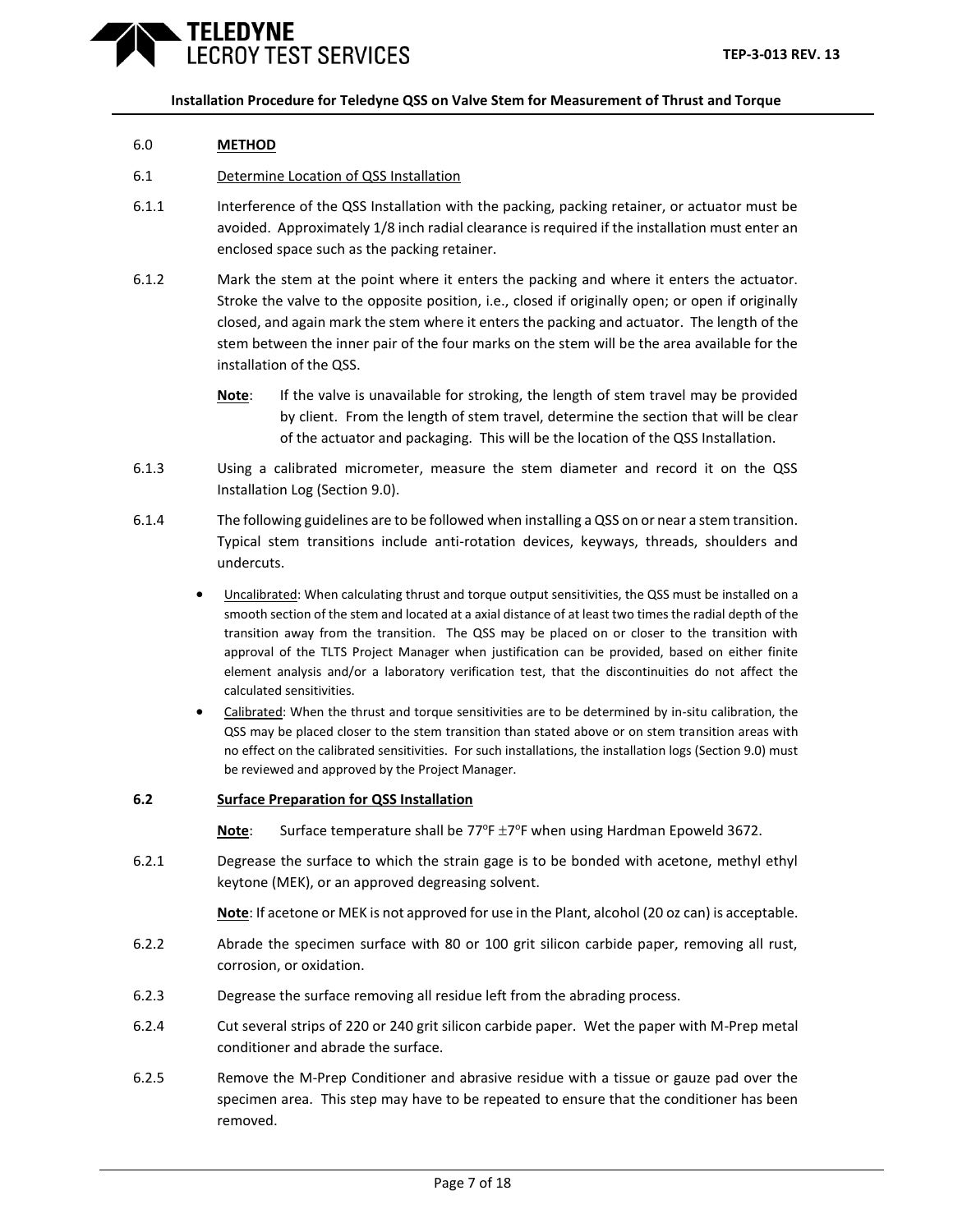## 6.0 METHOD

### 6.1 Determine Location of QSS Installation

6.1.1 Interference of the QSS Installation with the packing, packing retainer, or actuator must be avoided. Approximately 1/8 inch radial clearance is required if the installation must enter an enclosed space such as the packing retainer.

6.1.2 Mark the stem at the point where it enters the packing and where it enters the actuator. Stroke the valve to the opposite position, i.e., closed if originally open; or open if originally closed, and again mark the stem where it enters the packing and actuator. The length of the stem between the inner pair of the four marks on the stem will be the area available for the installation of the QSS.

**Note**: If the valve is unavailable for stroking, the length of stem travel may be provided by client. From the length of stem travel, determine the section that will be clear of the actuator and packaging. This will be the location of the QSS Installation.

6.1.3 Using a calibrated micrometer, measure the stem diameter and record it on the QSS Installation Log (Section 9.0).

6.1.4 The following guidelines are to be followed when installing a QSS on or near a stem transition. Typical stem transitions include anti-rotation devices, keyways, threads, shoulders and undercuts.

- Uncalibrated: When calculating thrust and torque output sensitivities, the QSS must be installed on a smooth section of the stem and located at a axial distance of at least two times the radial depth of the transition away from the transition. The QSS may be placed on or closer to the transition with approval of the TLTS Project Manager when justification can be provided, based on either finite element analysis and/or a laboratory verification test, that the discontinuities do not affect the calculated sensitivities.
- Calibrated: When the thrust and torque sensitivities are to be determined by in-situ calibration, the QSS may be placed closer to the stem transition than stated above or on stem transition areas with no effect on the calibrated sensitivities. For such installations, the installation logs (Section 9.0) must be reviewed and approved by the Project Manager.

### 6.2 Surface Preparation for QSS Installation

**Note**: Surface temperature shall be 77°F ±7°F when using Hardman Epoweld 3672.

6.2.1 Degrease the surface to which the strain gage is to be bonded with acetone, methyl ethyl keytone (MEK), or an approved degreasing solvent.

**Note**: If acetone or MEK is not approved for use in the Plant, alcohol (20 oz can) is acceptable.

6.2.2 Abrade the specimen surface with 80 or 100 grit silicon carbide paper, removing all rust, corrosion, or oxidation.

6.2.3 Degrease the surface removing all residue left from the abrading process.

6.2.4 Cut several strips of 220 or 240 grit silicon carbide paper. Wet the paper with M-Prep metal conditioner and abrade the surface.

6.2.5 Remove the M-Prep Conditioner and abrasive residue with a tissue or gauze pad over the specimen area. This step may have to be repeated to ensure that the conditioner has been removed.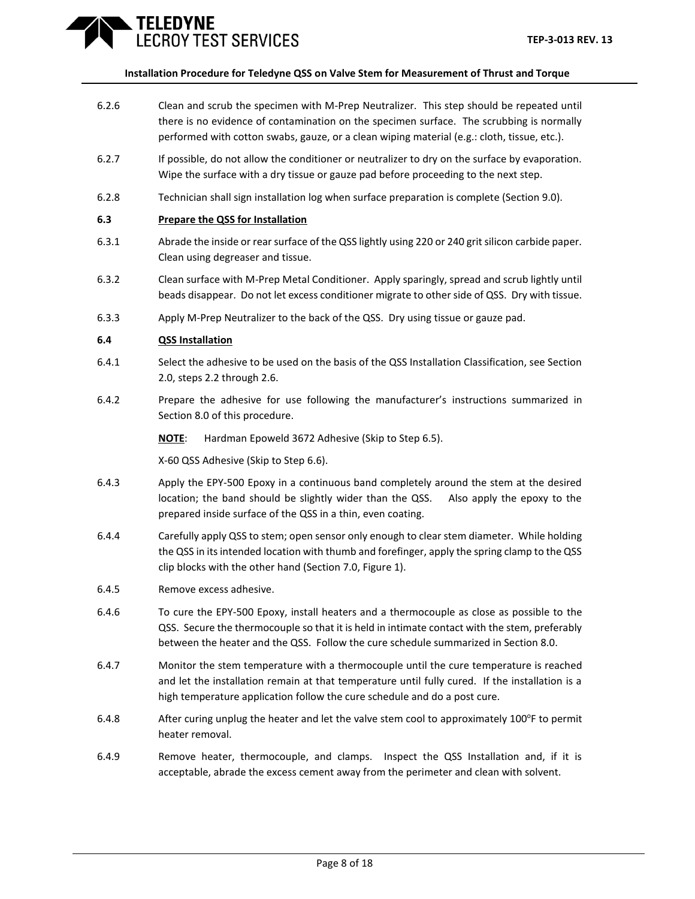6.2.6 Clean and scrub the specimen with M-Prep Neutralizer. This step should be repeated until there is no evidence of contamination on the specimen surface. The scrubbing is normally performed with cotton swabs, gauze, or a clean wiping material (e.g.: cloth, tissue, etc.).

6.2.7 If possible, do not allow the conditioner or neutralizer to dry on the surface by evaporation. Wipe the surface with a dry tissue or gauze pad before proceeding to the next step.

6.2.8 Technician shall sign installation log when surface preparation is complete (Section 9.0).

**6.3 <u>Prepare the QSS for Installation</u>**

6.3.1 Abrade the inside or rear surface of the QSS lightly using 220 or 240 grit silicon carbide paper. Clean using degreaser and tissue.

6.3.2 Clean surface with M-Prep Metal Conditioner. Apply sparingly, spread and scrub lightly until beads disappear. Do not let excess conditioner migrate to other side of QSS. Dry with tissue.

6.3.3 Apply M-Prep Neutralizer to the back of the QSS. Dry using tissue or gauze pad.

**6.4 <u>QSS Installation</u>**

6.4.1 Select the adhesive to be used on the basis of the QSS Installation Classification, see Section 2.0, steps 2.2 through 2.6.

6.4.2 Prepare the adhesive for use following the manufacturer's instructions summarized in Section 8.0 of this procedure.

**<u>NOTE</u>**: Hardman Epoweld 3672 Adhesive (Skip to Step 6.5).

X-60 QSS Adhesive (Skip to Step 6.6).

6.4.3 Apply the EPY-500 Epoxy in a continuous band completely around the stem at the desired location; the band should be slightly wider than the QSS. Also apply the epoxy to the prepared inside surface of the QSS in a thin, even coating.

6.4.4 Carefully apply QSS to stem; open sensor only enough to clear stem diameter. While holding the QSS in its intended location with thumb and forefinger, apply the spring clamp to the QSS clip blocks with the other hand (Section 7.0, Figure 1).

6.4.5 Remove excess adhesive.

6.4.6 To cure the EPY-500 Epoxy, install heaters and a thermocouple as close as possible to the QSS. Secure the thermocouple so that it is held in intimate contact with the stem, preferably between the heater and the QSS. Follow the cure schedule summarized in Section 8.0.

6.4.7 Monitor the stem temperature with a thermocouple until the cure temperature is reached and let the installation remain at that temperature until fully cured. If the installation is a high temperature application follow the cure schedule and do a post cure.

6.4.8 After curing unplug the heater and let the valve stem cool to approximately 100$^{o}$F to permit heater removal.

6.4.9 Remove heater, thermocouple, and clamps. Inspect the QSS Installation and, if it is acceptable, abrade the excess cement away from the perimeter and clean with solvent.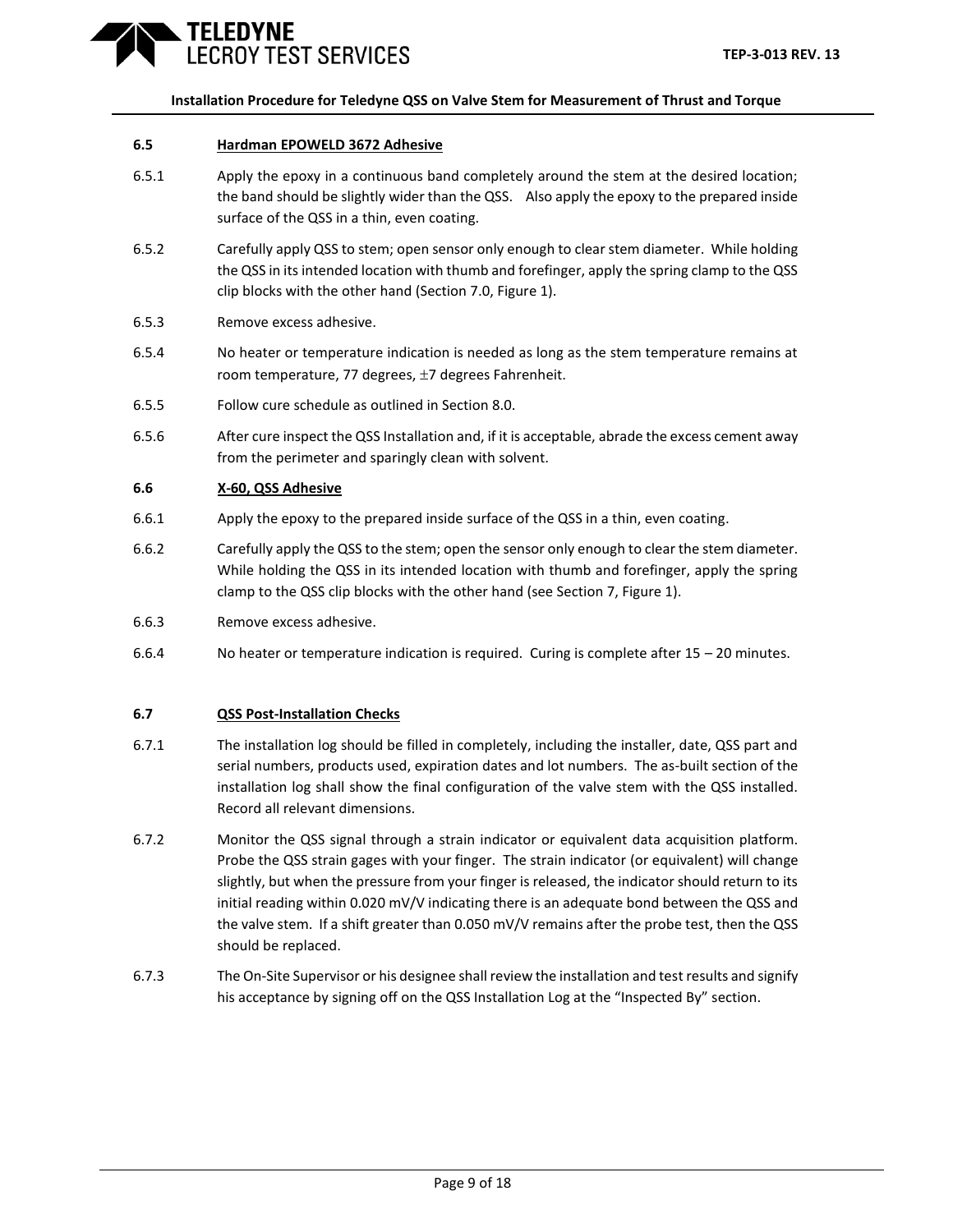### 6.5 Hardman EPOWELD 3672 Adhesive

6.5.1 Apply the epoxy in a continuous band completely around the stem at the desired location; the band should be slightly wider than the QSS. Also apply the epoxy to the prepared inside surface of the QSS in a thin, even coating.

6.5.2 Carefully apply QSS to stem; open sensor only enough to clear stem diameter. While holding the QSS in its intended location with thumb and forefinger, apply the spring clamp to the QSS clip blocks with the other hand (Section 7.0, Figure 1).

6.5.3 Remove excess adhesive.

6.5.4 No heater or temperature indication is needed as long as the stem temperature remains at room temperature, 77 degrees, ±7 degrees Fahrenheit.

6.5.5 Follow cure schedule as outlined in Section 8.0.

6.5.6 After cure inspect the QSS Installation and, if it is acceptable, abrade the excess cement away from the perimeter and sparingly clean with solvent.

### 6.6 X-60, QSS Adhesive

6.6.1 Apply the epoxy to the prepared inside surface of the QSS in a thin, even coating.

6.6.2 Carefully apply the QSS to the stem; open the sensor only enough to clear the stem diameter. While holding the QSS in its intended location with thumb and forefinger, apply the spring clamp to the QSS clip blocks with the other hand (see Section 7, Figure 1).

6.6.3 Remove excess adhesive.

6.6.4 No heater or temperature indication is required. Curing is complete after 15 – 20 minutes.

### 6.7 QSS Post-Installation Checks

6.7.1 The installation log should be filled in completely, including the installer, date, QSS part and serial numbers, products used, expiration dates and lot numbers. The as-built section of the installation log shall show the final configuration of the valve stem with the QSS installed. Record all relevant dimensions.

6.7.2 Monitor the QSS signal through a strain indicator or equivalent data acquisition platform. Probe the QSS strain gages with your finger. The strain indicator (or equivalent) will change slightly, but when the pressure from your finger is released, the indicator should return to its initial reading within 0.020 mV/V indicating there is an adequate bond between the QSS and the valve stem. If a shift greater than 0.050 mV/V remains after the probe test, then the QSS should be replaced.

6.7.3 The On-Site Supervisor or his designee shall review the installation and test results and signify his acceptance by signing off on the QSS Installation Log at the "Inspected By" section.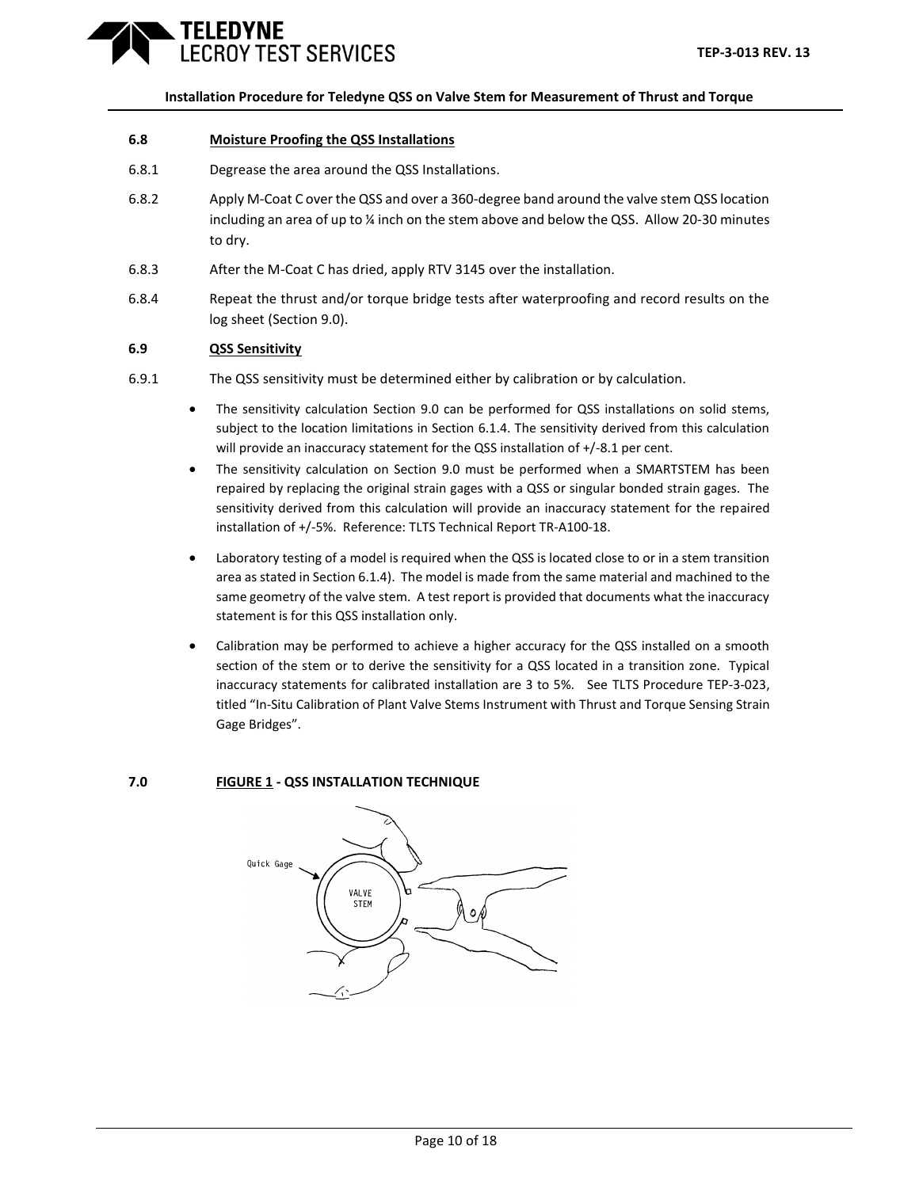### 6.8 Moisture Proofing the QSS Installations

6.8.1 Degrease the area around the QSS Installations.

6.8.2 Apply M-Coat C over the QSS and over a 360-degree band around the valve stem QSS location including an area of up to ¼ inch on the stem above and below the QSS. Allow 20-30 minutes to dry.

6.8.3 After the M-Coat C has dried, apply RTV 3145 over the installation.

6.8.4 Repeat the thrust and/or torque bridge tests after waterproofing and record results on the log sheet (Section 9.0).

### 6.9 QSS Sensitivity

6.9.1 The QSS sensitivity must be determined either by calibration or by calculation.

- The sensitivity calculation Section 9.0 can be performed for QSS installations on solid stems, subject to the location limitations in Section 6.1.4. The sensitivity derived from this calculation will provide an inaccuracy statement for the QSS installation of +/-8.1 per cent.
- The sensitivity calculation on Section 9.0 must be performed when a SMARTSTEM has been repaired by replacing the original strain gages with a QSS or singular bonded strain gages. The sensitivity derived from this calculation will provide an inaccuracy statement for the repaired installation of +/-5%. Reference: TLTS Technical Report TR-A100-18.
- Laboratory testing of a model is required when the QSS is located close to or in a stem transition area as stated in Section 6.1.4). The model is made from the same material and machined to the same geometry of the valve stem. A test report is provided that documents what the inaccuracy statement is for this QSS installation only.
- Calibration may be performed to achieve a higher accuracy for the QSS installed on a smooth section of the stem or to derive the sensitivity for a QSS located in a transition zone. Typical inaccuracy statements for calibrated installation are 3 to 5%. See TLTS Procedure TEP-3-023, titled "In-Situ Calibration of Plant Valve Stems Instrument with Thrust and Torque Sensing Strain Gage Bridges".

### 7.0 FIGURE 1 - QSS INSTALLATION TECHNIQUE

Quick Gage

VALVE STEM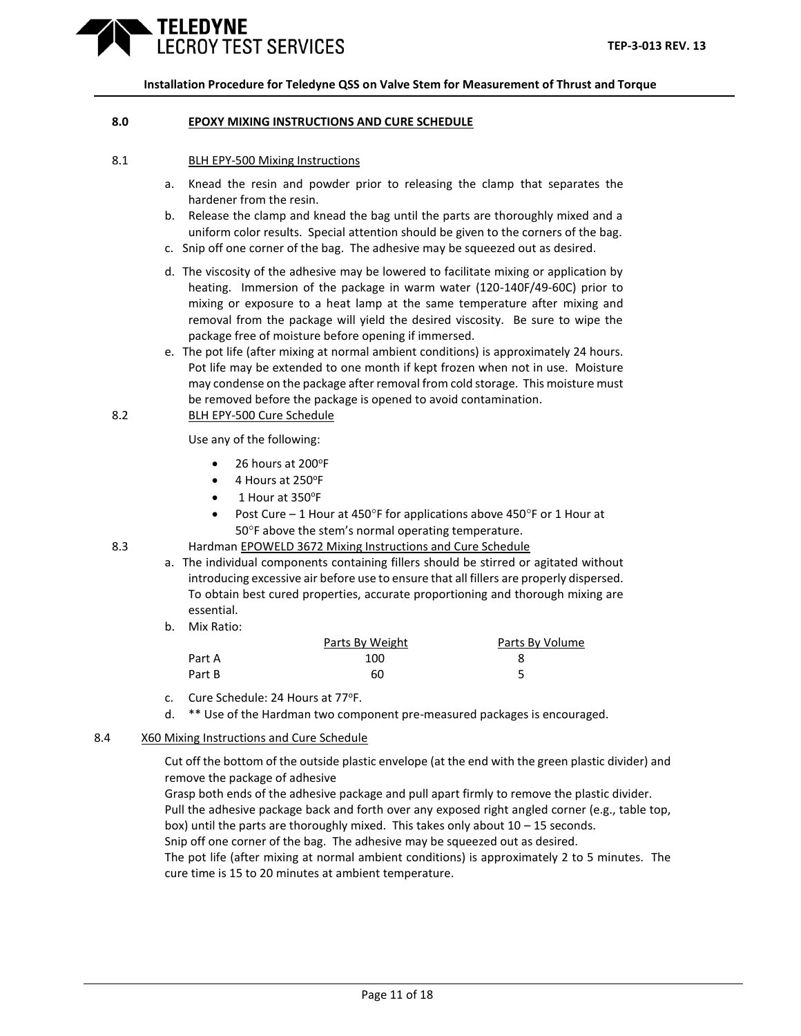**8.0 EPOXY MIXING INSTRUCTIONS AND CURE SCHEDULE**

8.1 BLH EPY-500 Mixing Instructions

a. Knead the resin and powder prior to releasing the clamp that separates the hardener from the resin.
b. Release the clamp and knead the bag until the parts are thoroughly mixed and a uniform color results. Special attention should be given to the corners of the bag.
c. Snip off one corner of the bag. The adhesive may be squeezed out as desired.
d. The viscosity of the adhesive may be lowered to facilitate mixing or application by heating. Immersion of the package in warm water (120-140F/49-60C) prior to mixing or exposure to a heat lamp at the same temperature after mixing and removal from the package will yield the desired viscosity. Be sure to wipe the package free of moisture before opening if immersed.
e. The pot life (after mixing at normal ambient conditions) is approximately 24 hours. Pot life may be extended to one month if kept frozen when not in use. Moisture may condense on the package after removal from cold storage. This moisture must be removed before the package is opened to avoid contamination.

8.2 BLH EPY-500 Cure Schedule

Use any of the following:

- 26 hours at 200°F
- 4 Hours at 250°F
- 1 Hour at 350°F
- Post Cure – 1 Hour at 450°F for applications above 450°F or 1 Hour at 50°F above the stem's normal operating temperature.

8.3 Hardman EPOWELD 3672 Mixing Instructions and Cure Schedule

a. The individual components containing fillers should be stirred or agitated without introducing excessive air before use to ensure that all fillers are properly dispersed. To obtain best cured properties, accurate proportioning and thorough mixing are essential.
b. Mix Ratio:

| | Parts By Weight | Parts By Volume |
|---|---|---|
| Part A | 100 | 8 |
| Part B | 60 | 5 |

c. Cure Schedule: 24 Hours at 77°F.
d. ** Use of the Hardman two component pre-measured packages is encouraged.

8.4 X60 Mixing Instructions and Cure Schedule

Cut off the bottom of the outside plastic envelope (at the end with the green plastic divider) and remove the package of adhesive

Grasp both ends of the adhesive package and pull apart firmly to remove the plastic divider.

Pull the adhesive package back and forth over any exposed right angled corner (e.g., table top, box) until the parts are thoroughly mixed. This takes only about 10 – 15 seconds.

Snip off one corner of the bag. The adhesive may be squeezed out as desired.

The pot life (after mixing at normal ambient conditions) is approximately 2 to 5 minutes. The cure time is 15 to 20 minutes at ambient temperature.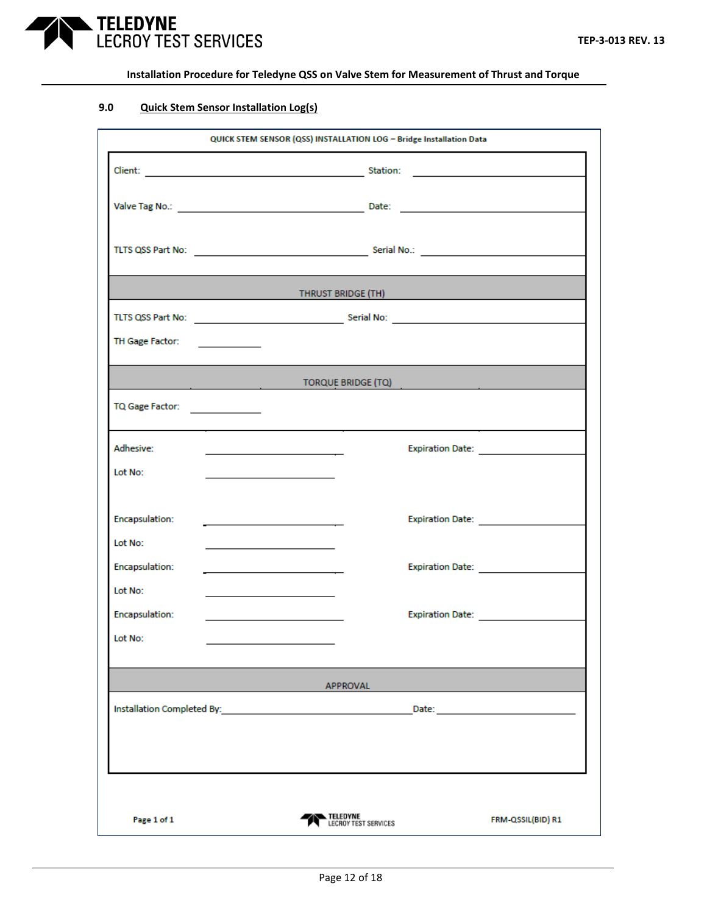## 9.0 Quick Stem Sensor Installation Log(s)

**QUICK STEM SENSOR (QSS) INSTALLATION LOG – Bridge Installation Data**

Client: ______________________ Station: ______________________

Valve Tag No.: ______________________ Date: ______________________

TLTS QSS Part No: ______________________ Serial No.: ______________________

**THRUST BRIDGE (TH)**

TLTS QSS Part No: ______________________ Serial No: ______________________

TH Gage Factor: ____________

**TORQUE BRIDGE (TQ)**

TQ Gage Factor: ____________

Adhesive: ______________________ Expiration Date: ______________________

Lot No: ______________________

Encapsulation: ______________________ Expiration Date: ______________________

Lot No: ______________________

Encapsulation: ______________________ Expiration Date: ______________________

Lot No: ______________________

Encapsulation: ______________________ Expiration Date: ______________________

Lot No: ______________________

**APPROVAL**

Installation Completed By: ______________________ Date: ______________________

Page 1 of 1 | FRM-QSSIL(BID) R1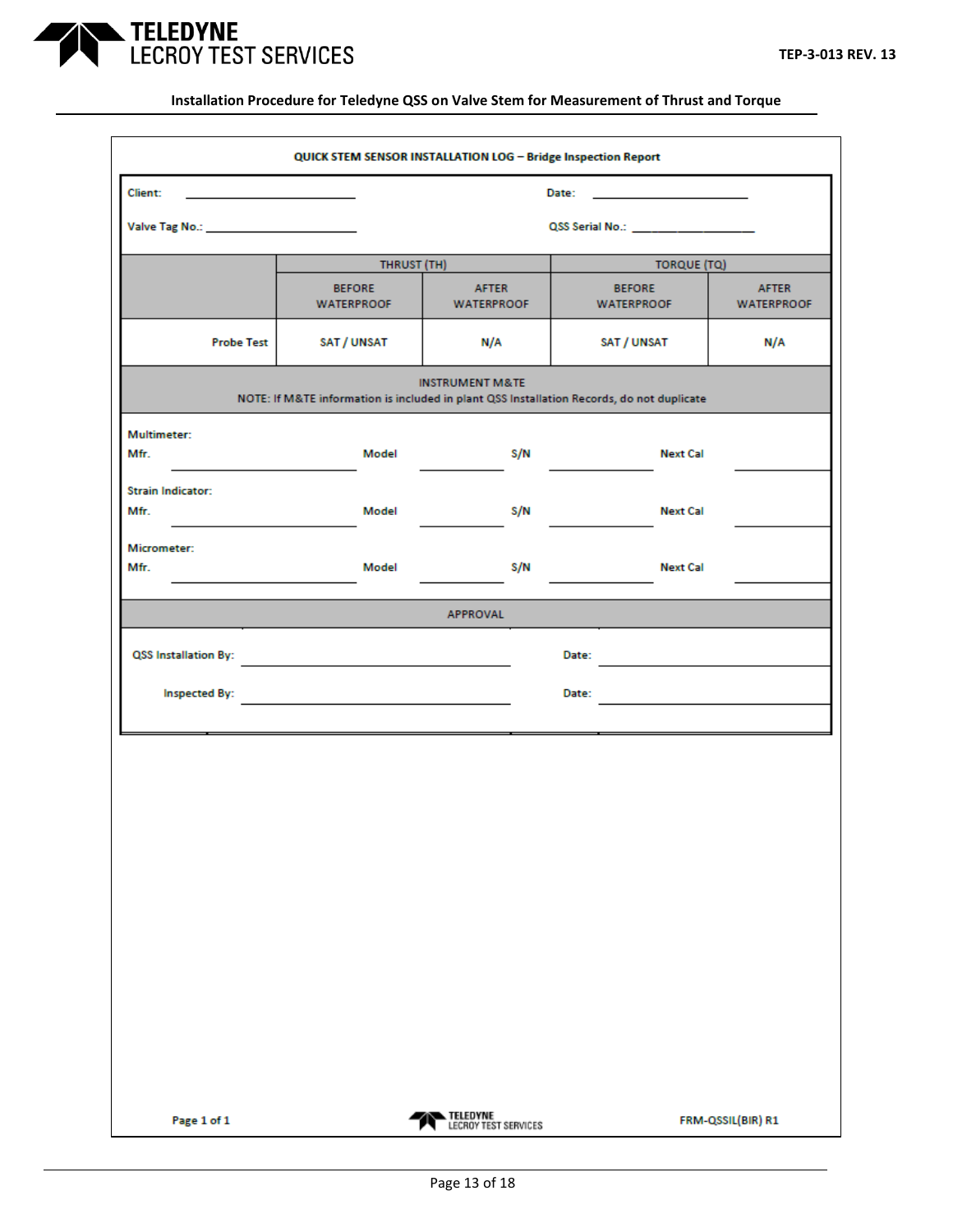**Installation Procedure for Teledyne QSS on Valve Stem for Measurement of Thrust and Torque**

**QUICK STEM SENSOR INSTALLATION LOG – Bridge Inspection Report**

Client: ______________________ Date: ______________________

Valve Tag No.: ______________________ QSS Serial No.: ______________________

| | THRUST (TH) | | TORQUE (TQ) | |
|---|---|---|---|---|
| | BEFORE WATERPROOF | AFTER WATERPROOF | BEFORE WATERPROOF | AFTER WATERPROOF |
| Probe Test | SAT / UNSAT | N/A | SAT / UNSAT | N/A |

**INSTRUMENT M&TE**

NOTE: If M&TE information is included in plant QSS Installation Records, do not duplicate

Multimeter:
Mfr. ______________ Model ______________ S/N ______________ Next Cal ______________

Strain Indicator:
Mfr. ______________ Model ______________ S/N ______________ Next Cal ______________

Micrometer:
Mfr. ______________ Model ______________ S/N ______________ Next Cal ______________

**APPROVAL**

QSS Installation By: ______________________ Date: ______________________

Inspected By: ______________________ Date: ______________________

Page 1 of 1 FRM-QSSIL(BIR) R1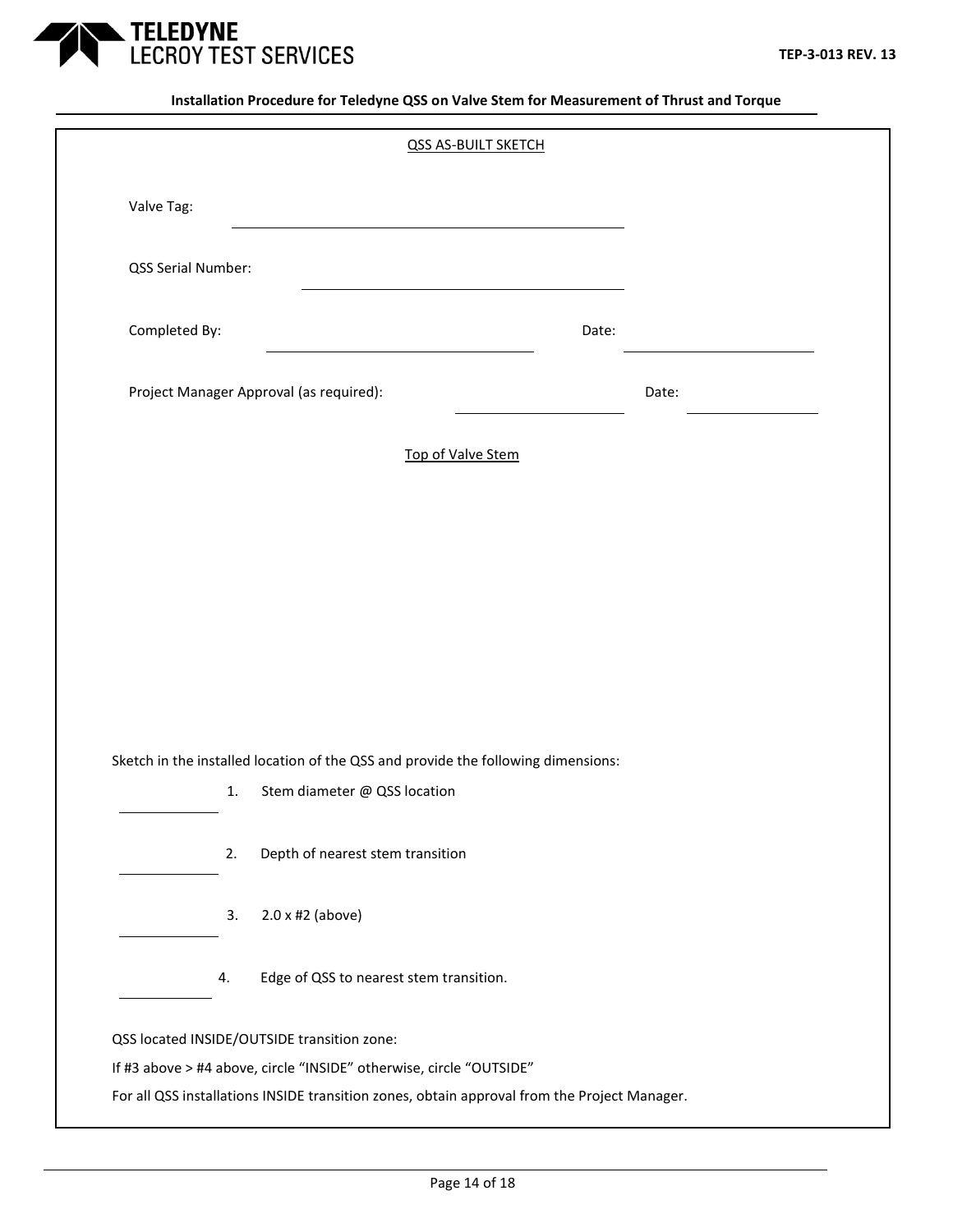Installation Procedure for Teledyne QSS on Valve Stem for Measurement of Thrust and Torque

QSS AS-BUILT SKETCH

Valve Tag: ______________________________

QSS Serial Number: ______________________________

Completed By: ______________________________ Date: ______________

Project Manager Approval (as required): ______________ Date: ______________

Top of Valve Stem

Sketch in the installed location of the QSS and provide the following dimensions:

__________ 1. Stem diameter @ QSS location

__________ 2. Depth of nearest stem transition

__________ 3. 2.0 x #2 (above)

__________ 4. Edge of QSS to nearest stem transition.

QSS located INSIDE/OUTSIDE transition zone:

If #3 above > #4 above, circle “INSIDE” otherwise, circle “OUTSIDE”

For all QSS installations INSIDE transition zones, obtain approval from the Project Manager.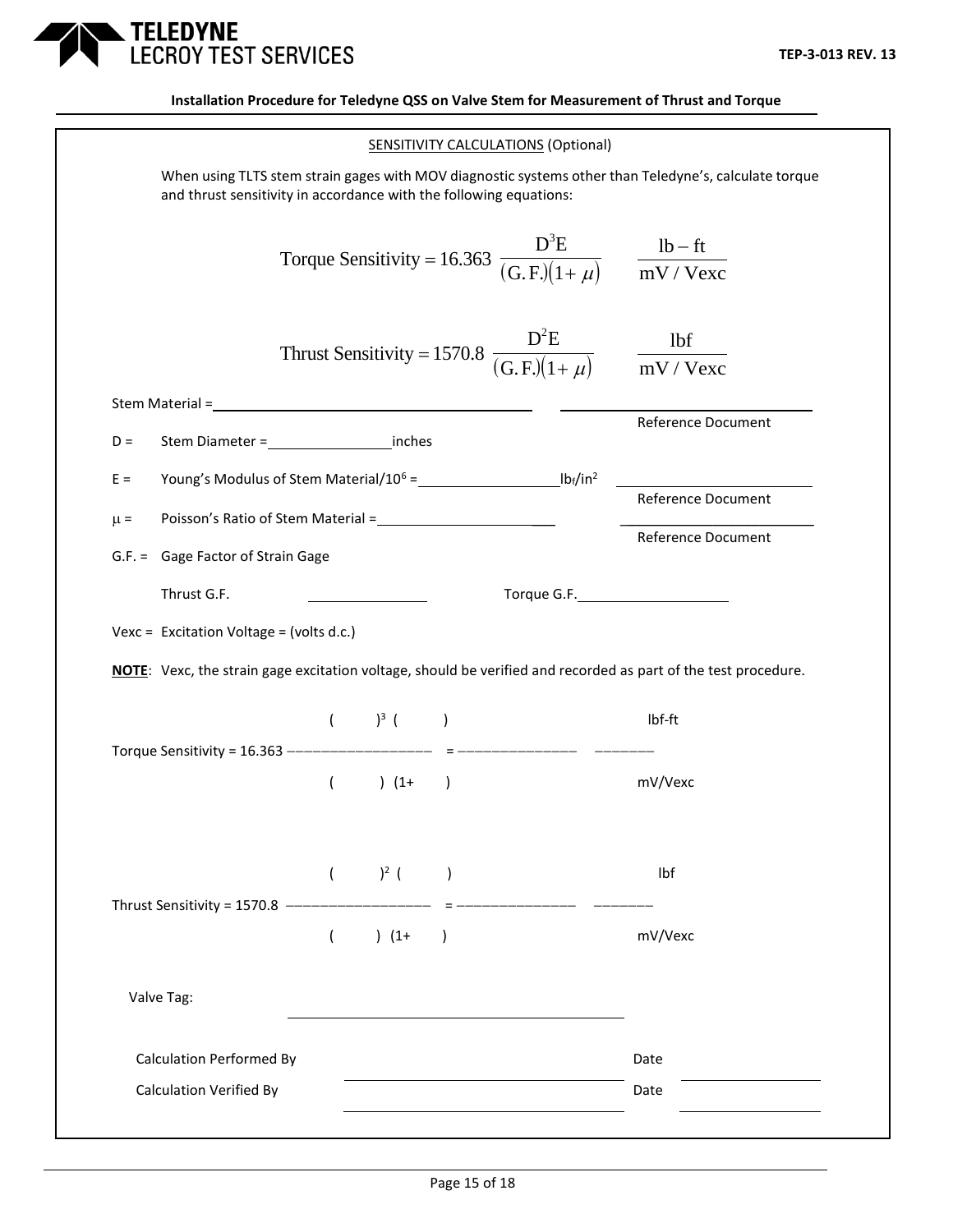## Installation Procedure for Teledyne QSS on Valve Stem for Measurement of Thrust and Torque

### SENSITIVITY CALCULATIONS (Optional)

When using TLTS stem strain gages with MOV diagnostic systems other than Teledyne's, calculate torque and thrust sensitivity in accordance with the following equations:

$$\text{Torque Sensitivity} = 16.363 \ \frac{D^3 E}{(G.F.)(1+\mu)} \qquad \frac{lb-ft}{mV / Vexc}$$

$$\text{Thrust Sensitivity} = 1570.8 \ \frac{D^2 E}{(G.F.)(1+\mu)} \qquad \frac{lbf}{mV / Vexc}$$

Stem Material = ______________________________ ______________________________
Reference Document

D = Stem Diameter = ______________ inches

E = Young's Modulus of Stem Material/$10^6$ = ______________ $lb_f/in^2$ ______________________
Reference Document

$\mu$ = Poisson's Ratio of Stem Material = ______________________ ______________________
Reference Document

G.F. = Gage Factor of Strain Gage

Thrust G.F. ______________ Torque G.F. ______________

Vexc = Excitation Voltage = (volts d.c.)

**NOTE**: Vexc, the strain gage excitation voltage, should be verified and recorded as part of the test procedure.

$$\text{Torque Sensitivity} = 16.363 \ \frac{(\quad)^3 (\quad)}{(\quad)(1+\quad)} = \underline{\qquad\qquad} \ \frac{lbf-ft}{mV/Vexc}$$

$$\text{Thrust Sensitivity} = 1570.8 \ \frac{(\quad)^2 (\quad)}{(\quad)(1+\quad)} = \underline{\qquad\qquad} \ \frac{lbf}{mV/Vexc}$$

Valve Tag: ______________________________

Calculation Performed By ______________________________ Date ______________

Calculation Verified By ______________________________ Date ______________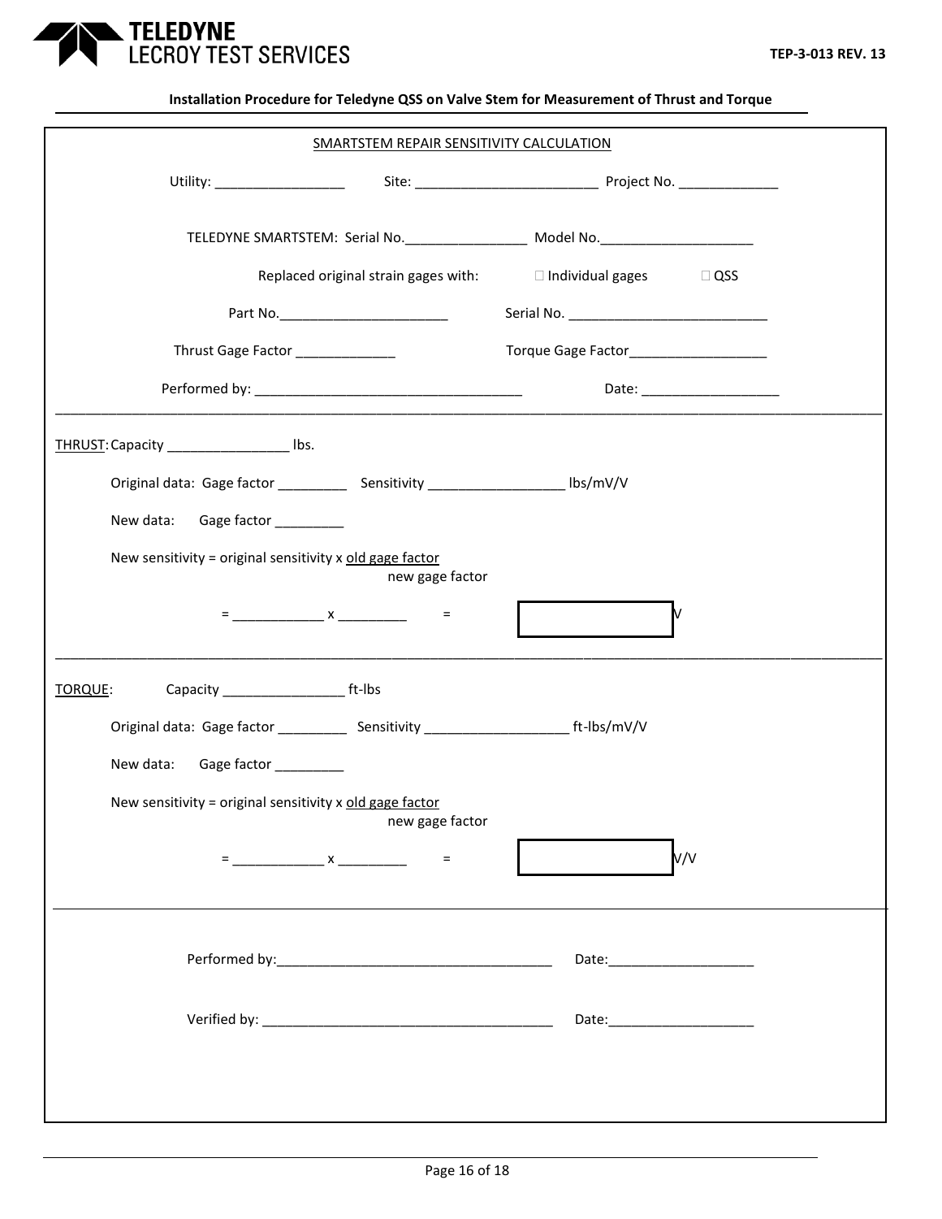Installation Procedure for Teledyne QSS on Valve Stem for Measurement of Thrust and Torque

## SMARTSTEM REPAIR SENSITIVITY CALCULATION

Utility: _________________ Site: ________________________ Project No. _____________

TELEDYNE SMARTSTEM: Serial No.________________ Model No.____________________

Replaced original strain gages with: ☐ Individual gages ☐ QSS

Part No.______________________ Serial No. ___________________________

Thrust Gage Factor _____________ Torque Gage Factor__________________

Performed by: __________________________________ Date: __________________

---

THRUST: Capacity ________________ lbs.

Original data: Gage factor _________ Sensitivity __________________ lbs/mV/V

New data: Gage factor _________

New sensitivity = original sensitivity x $\frac{\text{old gage factor}}{\text{new gage factor}}$

= ____________ x _________ = [ ] V

---

TORQUE: Capacity ________________ ft-lbs

Original data: Gage factor _________ Sensitivity ___________________ ft-lbs/mV/V

New data: Gage factor _________

New sensitivity = original sensitivity x $\frac{\text{old gage factor}}{\text{new gage factor}}$

= ____________ x _________ = [ ] V/V

---

Performed by:____________________________________ Date:___________________

Verified by: ______________________________________ Date:___________________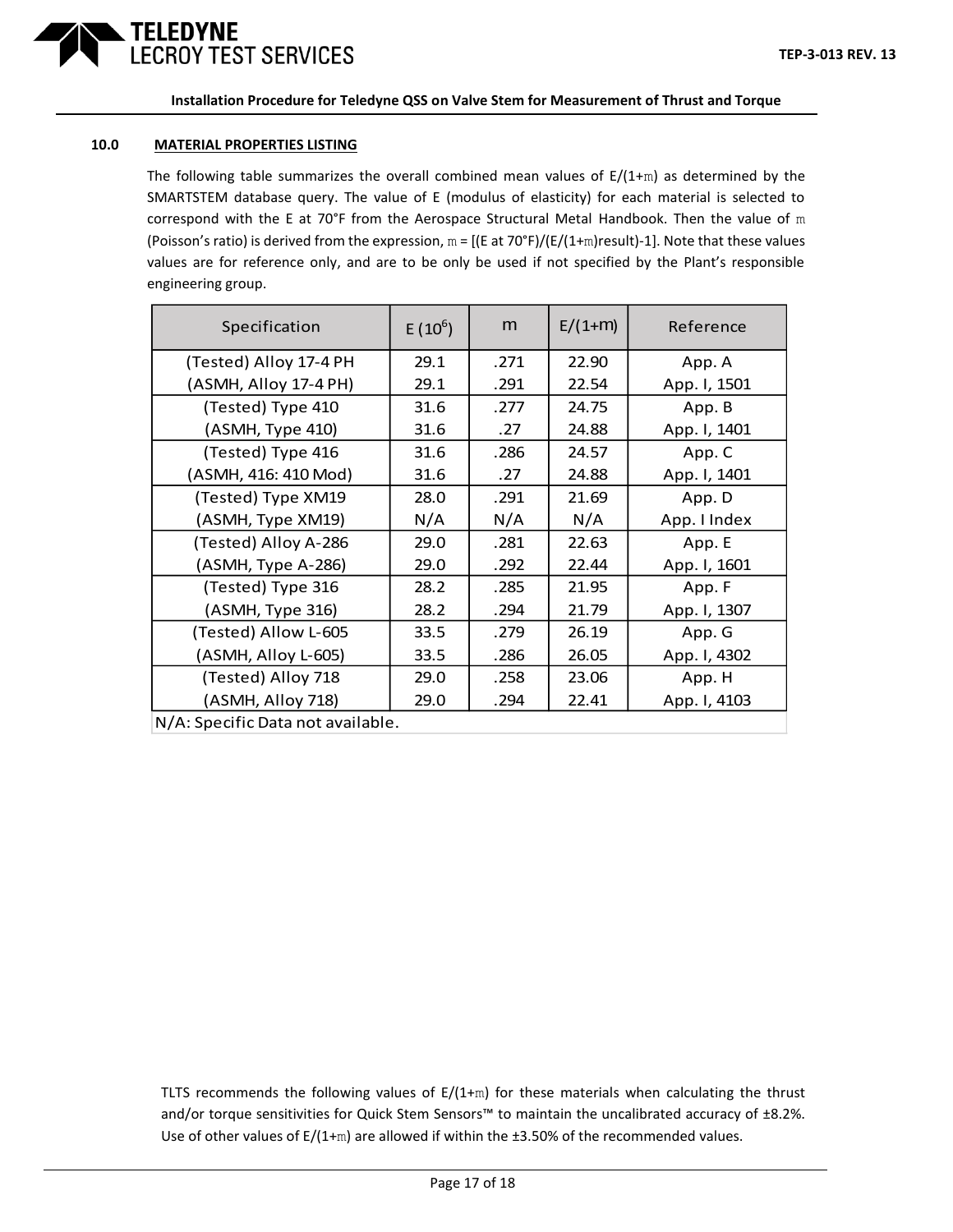## 10.0 MATERIAL PROPERTIES LISTING

The following table summarizes the overall combined mean values of E/(1+m) as determined by the SMARTSTEM database query. The value of E (modulus of elasticity) for each material is selected to correspond with the E at 70°F from the Aerospace Structural Metal Handbook. Then the value of m (Poisson's ratio) is derived from the expression, m = [(E at 70°F)/(E/(1+m)result)-1]. Note that these values values are for reference only, and are to be only be used if not specified by the Plant's responsible engineering group.

| Specification | E ($10^6$) | m | E/(1+m) | Reference |
|---|---|---|---|---|
| (Tested) Alloy 17-4 PH | 29.1 | .271 | 22.90 | App. A |
| (ASMH, Alloy 17-4 PH) | 29.1 | .291 | 22.54 | App. I, 1501 |
| (Tested) Type 410 | 31.6 | .277 | 24.75 | App. B |
| (ASMH, Type 410) | 31.6 | .27 | 24.88 | App. I, 1401 |
| (Tested) Type 416 | 31.6 | .286 | 24.57 | App. C |
| (ASMH, 416: 410 Mod) | 31.6 | .27 | 24.88 | App. I, 1401 |
| (Tested) Type XM19 | 28.0 | .291 | 21.69 | App. D |
| (ASMH, Type XM19) | N/A | N/A | N/A | App. I Index |
| (Tested) Alloy A-286 | 29.0 | .281 | 22.63 | App. E |
| (ASMH, Type A-286) | 29.0 | .292 | 22.44 | App. I, 1601 |
| (Tested) Type 316 | 28.2 | .285 | 21.95 | App. F |
| (ASMH, Type 316) | 28.2 | .294 | 21.79 | App. I, 1307 |
| (Tested) Allow L-605 | 33.5 | .279 | 26.19 | App. G |
| (ASMH, Alloy L-605) | 33.5 | .286 | 26.05 | App. I, 4302 |
| (Tested) Alloy 718 | 29.0 | .258 | 23.06 | App. H |
| (ASMH, Alloy 718) | 29.0 | .294 | 22.41 | App. I, 4103 |

N/A: Specific Data not available.

TLTS recommends the following values of E/(1+m) for these materials when calculating the thrust and/or torque sensitivities for Quick Stem Sensors™ to maintain the uncalibrated accuracy of ±8.2%. Use of other values of E/(1+m) are allowed if within the ±3.50% of the recommended values.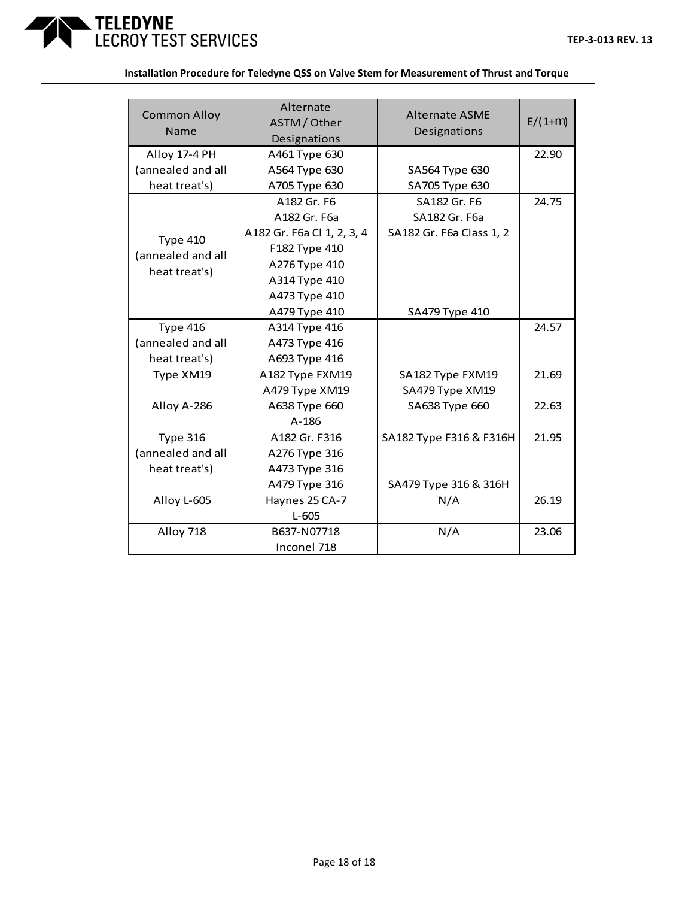| Common Alloy Name | Alternate ASTM / Other Designations | Alternate ASME Designations | $E/(1+\mu)$ |
|---|---|---|---|
| Alloy 17-4 PH (annealed and all heat treat's) | A461 Type 630<br>A564 Type 630<br>A705 Type 630 | <br>SA564 Type 630<br>SA705 Type 630 | 22.90 |
| Type 410 (annealed and all heat treat's) | A182 Gr. F6<br>A182 Gr. F6a<br>A182 Gr. F6a Cl 1, 2, 3, 4<br>F182 Type 410<br>A276 Type 410<br>A314 Type 410<br>A473 Type 410<br>A479 Type 410 | SA182 Gr. F6<br>SA182 Gr. F6a<br>SA182 Gr. F6a Class 1, 2<br><br><br><br><br>SA479 Type 410 | 24.75 |
| Type 416 (annealed and all heat treat's) | A314 Type 416<br>A473 Type 416<br>A693 Type 416 | | 24.57 |
| Type XM19 | A182 Type FXM19<br>A479 Type XM19 | SA182 Type FXM19<br>SA479 Type XM19 | 21.69 |
| Alloy A-286 | A638 Type 660<br>A-186 | SA638 Type 660 | 22.63 |
| Type 316 (annealed and all heat treat's) | A182 Gr. F316<br>A276 Type 316<br>A473 Type 316<br>A479 Type 316 | SA182 Type F316 & F316H<br><br><br>SA479 Type 316 & 316H | 21.95 |
| Alloy L-605 | Haynes 25 CA-7<br>L-605 | N/A | 26.19 |
| Alloy 718 | B637-N07718<br>Inconel 718 | N/A | 23.06 |